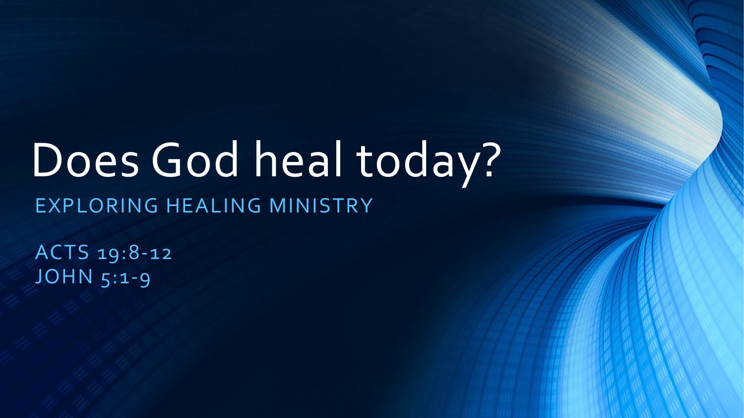# Does God heal today?

## EXPLORING HEALING MINISTRY

ACTS 19:8-12
JOHN 5:1-9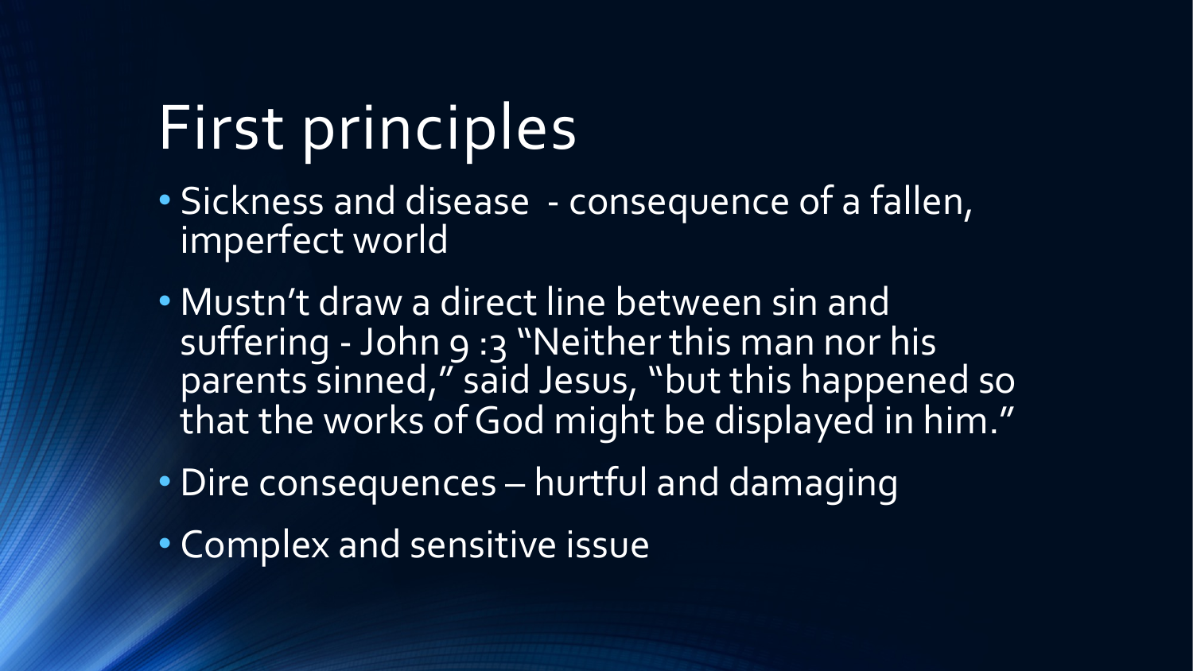# First principles

- Sickness and disease - consequence of a fallen, imperfect world
- Mustn't draw a direct line between sin and suffering - John 9 :3 "Neither this man nor his parents sinned," said Jesus, "but this happened so that the works of God might be displayed in him."
- Dire consequences – hurtful and damaging
- Complex and sensitive issue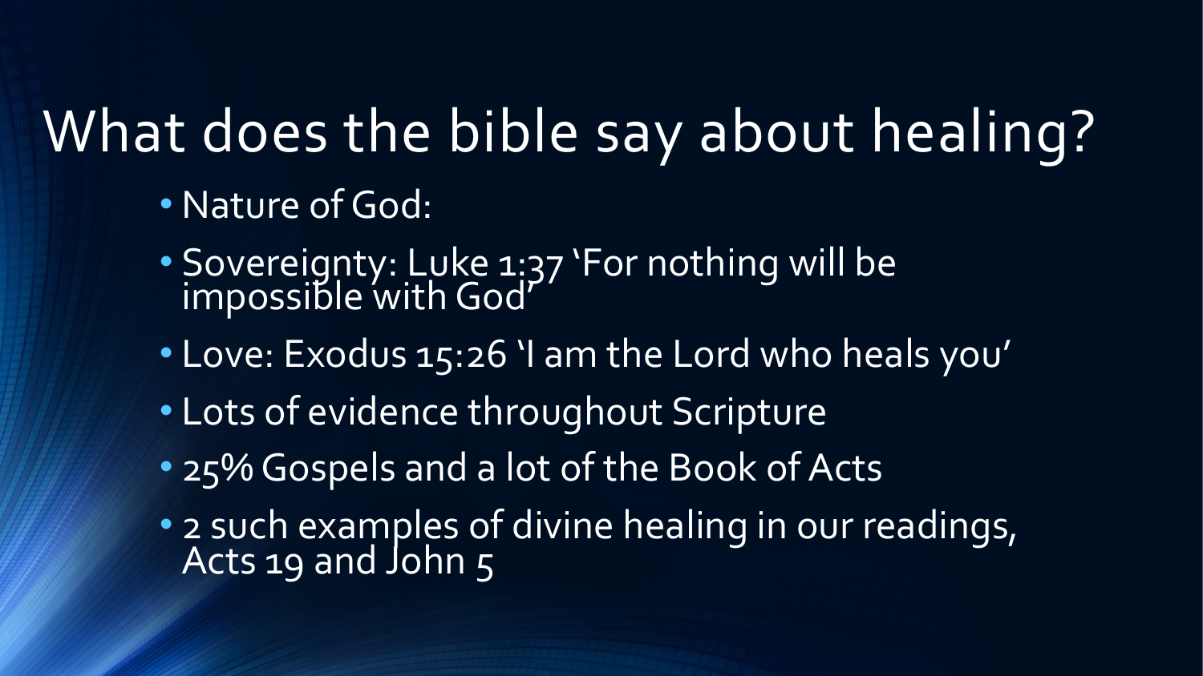# What does the bible say about healing?

- Nature of God:
- Sovereignty: Luke 1:37 'For nothing will be impossible with God'
- Love: Exodus 15:26 'I am the Lord who heals you'
- Lots of evidence throughout Scripture
- 25% Gospels and a lot of the Book of Acts
- 2 such examples of divine healing in our readings, Acts 19 and John 5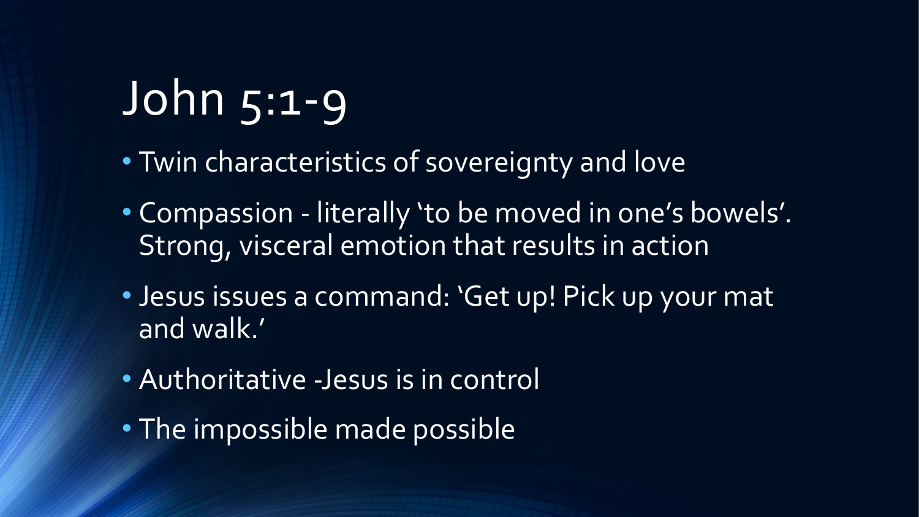# John 5:1-9

- Twin characteristics of sovereignty and love
- Compassion - literally ‘to be moved in one’s bowels’. Strong, visceral emotion that results in action
- Jesus issues a command: ‘Get up! Pick up your mat and walk.’
- Authoritative -Jesus is in control
- The impossible made possible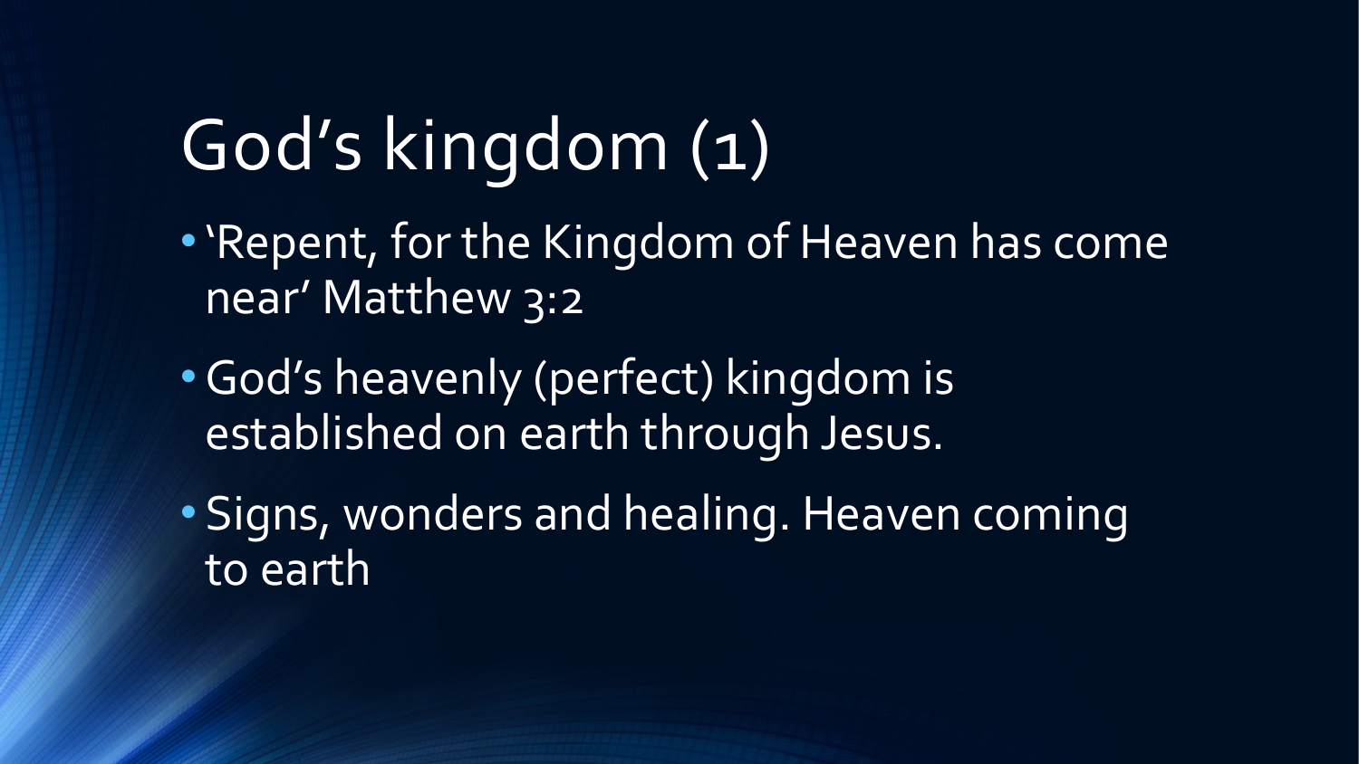# God's kingdom (1)

- 'Repent, for the Kingdom of Heaven has come near' Matthew 3:2
- God's heavenly (perfect) kingdom is established on earth through Jesus.
- Signs, wonders and healing. Heaven coming to earth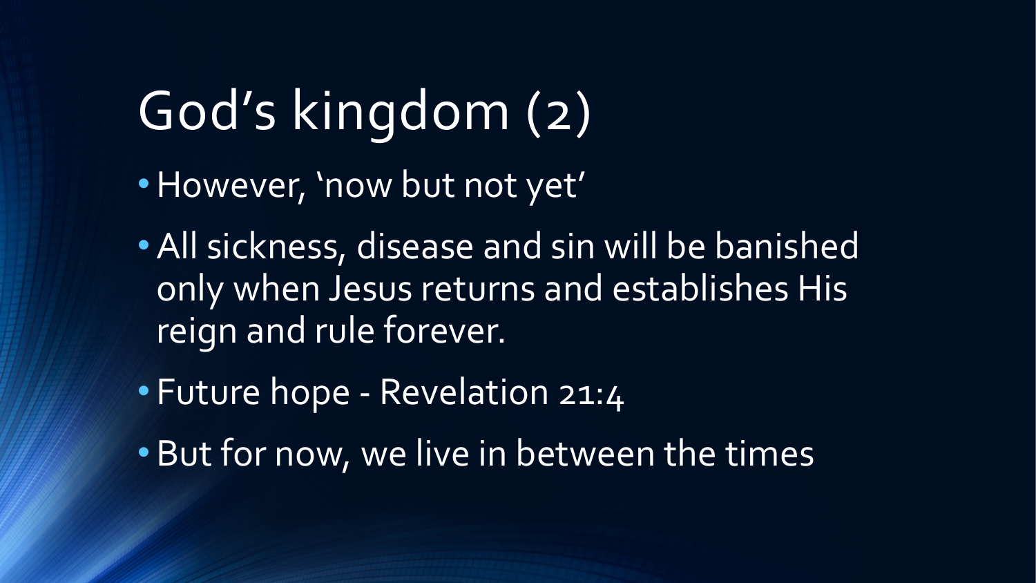# God’s kingdom (2)

- However, ‘now but not yet’
- All sickness, disease and sin will be banished only when Jesus returns and establishes His reign and rule forever.
- Future hope - Revelation 21:4
- But for now, we live in between the times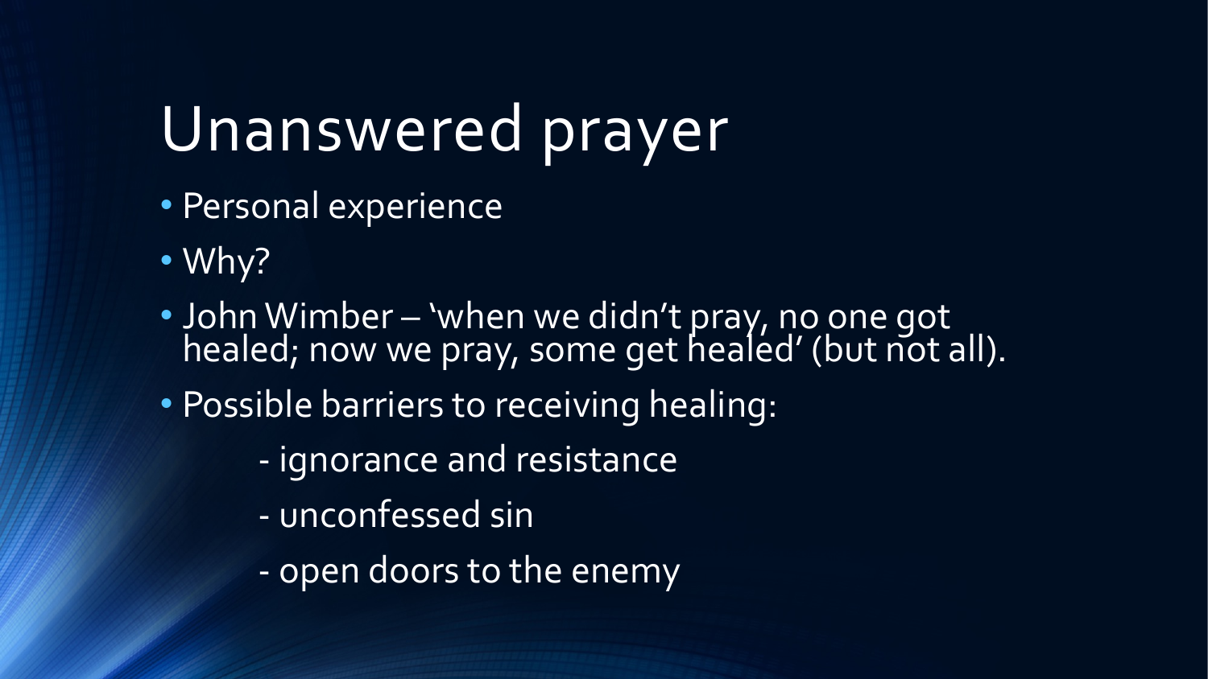# Unanswered prayer

- Personal experience
- Why?
- John Wimber – 'when we didn't pray, no one got healed; now we pray, some get healed' (but not all).
- Possible barriers to receiving healing:
  - ignorance and resistance
  - unconfessed sin
  - open doors to the enemy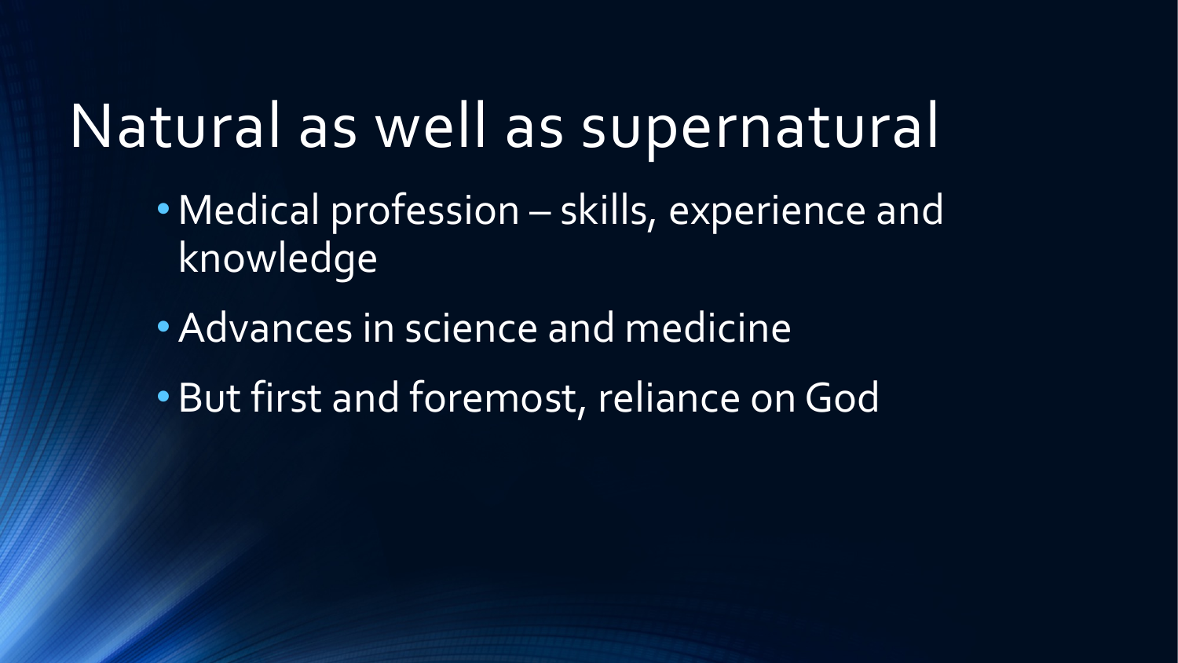# Natural as well as supernatural

- Medical profession – skills, experience and knowledge
- Advances in science and medicine
- But first and foremost, reliance on God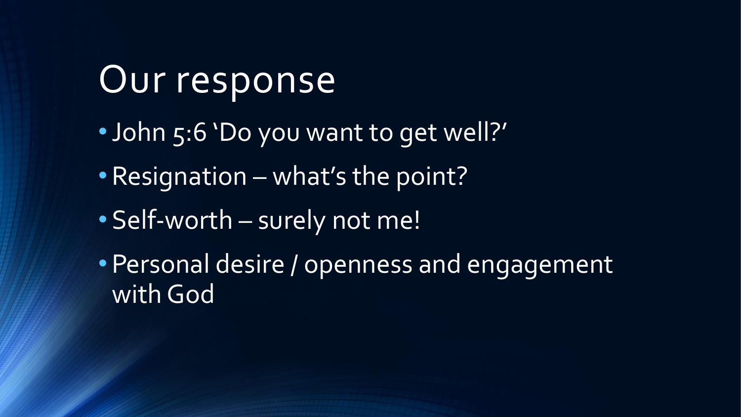# Our response

- John 5:6 'Do you want to get well?'
- Resignation – what's the point?
- Self-worth – surely not me!
- Personal desire / openness and engagement with God